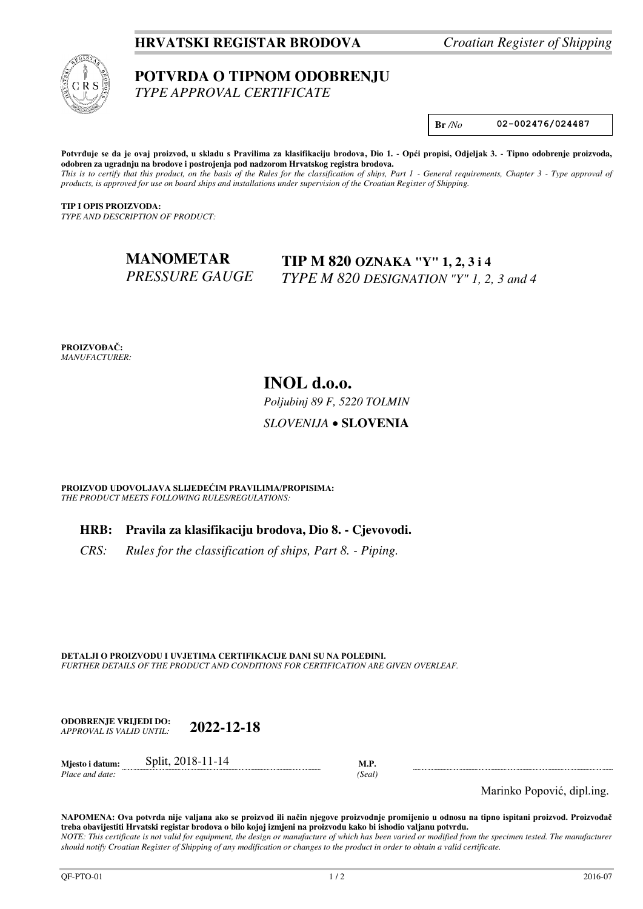**HRVATSKI REGISTAR BRODOVA** *Croatian Register of Shipping*

# POTVRDA O TIPNOM ODOBRENJU
*TYPE APPROVAL CERTIFICATE*

**Br** */No* 02-002476/024487

**Potvrđuje se da je ovaj proizvod, u skladu s Pravilima za klasifikaciju brodova, Dio 1. - Opći propisi, Odjeljak 3. - Tipno odobrenje proizvoda, odobren za ugradnju na brodove i postrojenja pod nadzorom Hrvatskog registra brodova.**
*This is to certify that this product, on the basis of the Rules for the classification of ships, Part 1 - General requirements, Chapter 3 - Type approval of products, is approved for use on board ships and installations under supervision of the Croatian Register of Shipping.*

**TIP I OPIS PROIZVODA:**
*TYPE AND DESCRIPTION OF PRODUCT:*

**MANOMETAR** **TIP M 820 OZNAKA "Y" 1, 2, 3 i 4**
*PRESSURE GAUGE* *TYPE M 820 DESIGNATION "Y" 1, 2, 3 and 4*

**PROIZVOĐAČ:**
*MANUFACTURER:*

## INOL d.o.o.
*Poljubinj 89 F, 5220 TOLMIN*
*SLOVENIJA* • **SLOVENIA**

**PROIZVOD UDOVOLJAVA SLIJEDEĆIM PRAVILIMA/PROPISIMA:**
*THE PRODUCT MEETS FOLLOWING RULES/REGULATIONS:*

**HRB: Pravila za klasifikaciju brodova, Dio 8. - Cjevovodi.**
*CRS: Rules for the classification of ships, Part 8. - Piping.*

**DETALJI O PROIZVODU I UVJETIMA CERTIFIKACIJE DANI SU NA POLEĐINI.**
*FURTHER DETAILS OF THE PRODUCT AND CONDITIONS FOR CERTIFICATION ARE GIVEN OVERLEAF.*

**ODOBRENJE VRIJEDI DO:** *APPROVAL IS VALID UNTIL:* **2022-12-18**

**Mjesto i datum:** *Place and date:* Split, 2018-11-14

**M.P.** *(Seal)*

Marinko Popović, dipl.ing.

**NAPOMENA: Ova potvrda nije valjana ako se proizvod ili način njegove proizvodnje promijenio u odnosu na tipno ispitani proizvod. Proizvođač treba obavijestiti Hrvatski registar brodova o bilo kojoj izmjeni na proizvodu kako bi ishodio valjanu potvrdu.**
*NOTE: This certificate is not valid for equipment, the design or manufacture of which has been varied or modified from the specimen tested. The manufacturer should notify Croatian Register of Shipping of any modification or changes to the product in order to obtain a valid certificate.*

QF-PTO-01 2016-07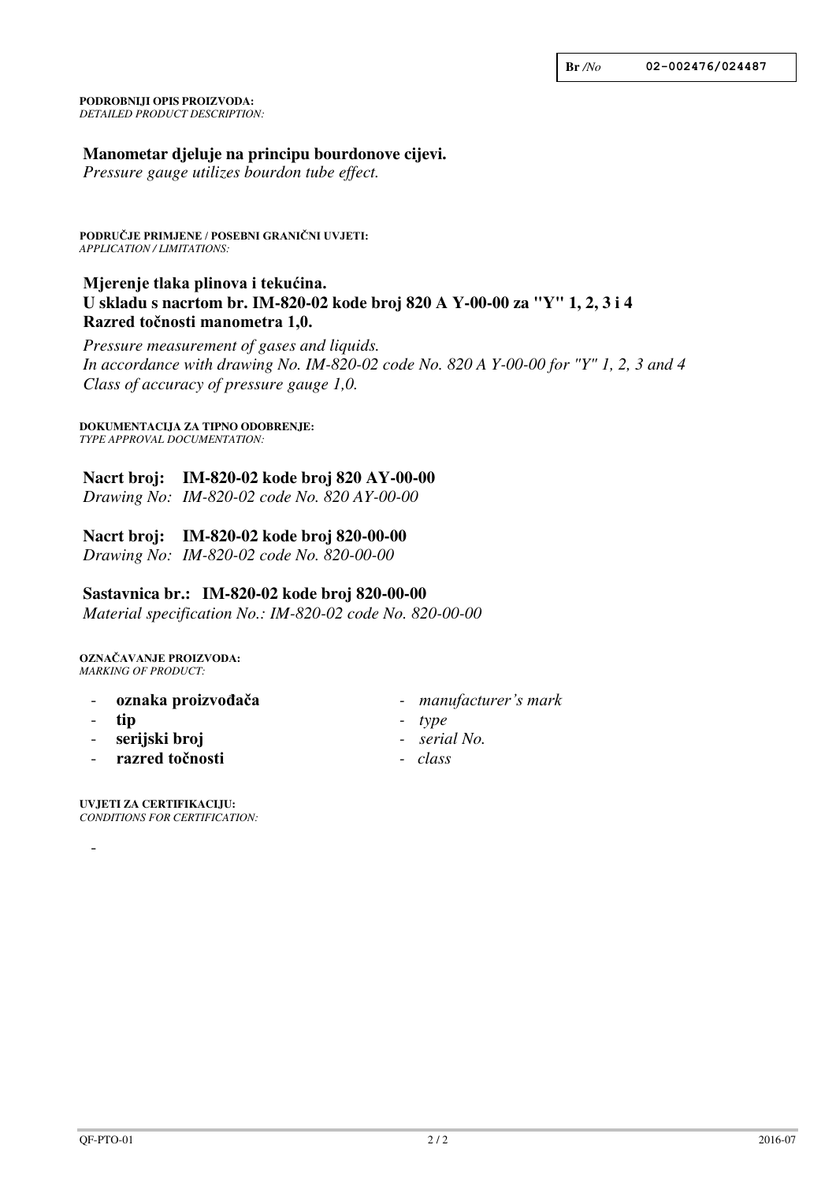**Br** */No* **02-002476/024487**

**PODROBNIJI OPIS PROIZVODA:**
*DETAILED PRODUCT DESCRIPTION:*

**Manometar djeluje na principu bourdonove cijevi.**
*Pressure gauge utilizes bourdon tube effect.*

**PODRUČJE PRIMJENE / POSEBNI GRANIČNI UVJETI:**
*APPLICATION / LIMITATIONS:*

**Mjerenje tlaka plinova i tekućina.**
**U skladu s nacrtom br. IM-820-02 kode broj 820 A Y-00-00 za "Y" 1, 2, 3 i 4**
**Razred točnosti manometra 1,0.**

*Pressure measurement of gases and liquids.*
*In accordance with drawing No. IM-820-02 code No. 820 A Y-00-00 for "Y" 1, 2, 3 and 4*
*Class of accuracy of pressure gauge 1,0.*

**DOKUMENTACIJA ZA TIPNO ODOBRENJE:**
*TYPE APPROVAL DOCUMENTATION:*

**Nacrt broj: IM-820-02 kode broj 820 AY-00-00**
*Drawing No: IM-820-02 code No. 820 AY-00-00*

**Nacrt broj: IM-820-02 kode broj 820-00-00**
*Drawing No: IM-820-02 code No. 820-00-00*

**Sastavnica br.: IM-820-02 kode broj 820-00-00**
*Material specification No.: IM-820-02 code No. 820-00-00*

**OZNAČAVANJE PROIZVODA:**
*MARKING OF PRODUCT:*

- **oznaka proizvođača** - *manufacturer's mark*
- **tip** - *type*
- **serijski broj** - *serial No.*
- **razred točnosti** - *class*

**UVJETI ZA CERTIFIKACIJU:**
*CONDITIONS FOR CERTIFICATION:*

-